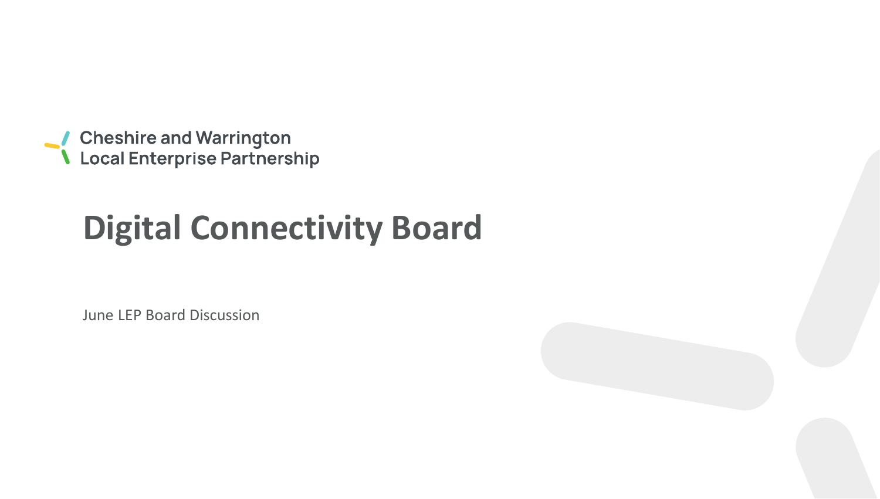Cheshire and Warrington
Local Enterprise Partnership

# Digital Connectivity Board

June LEP Board Discussion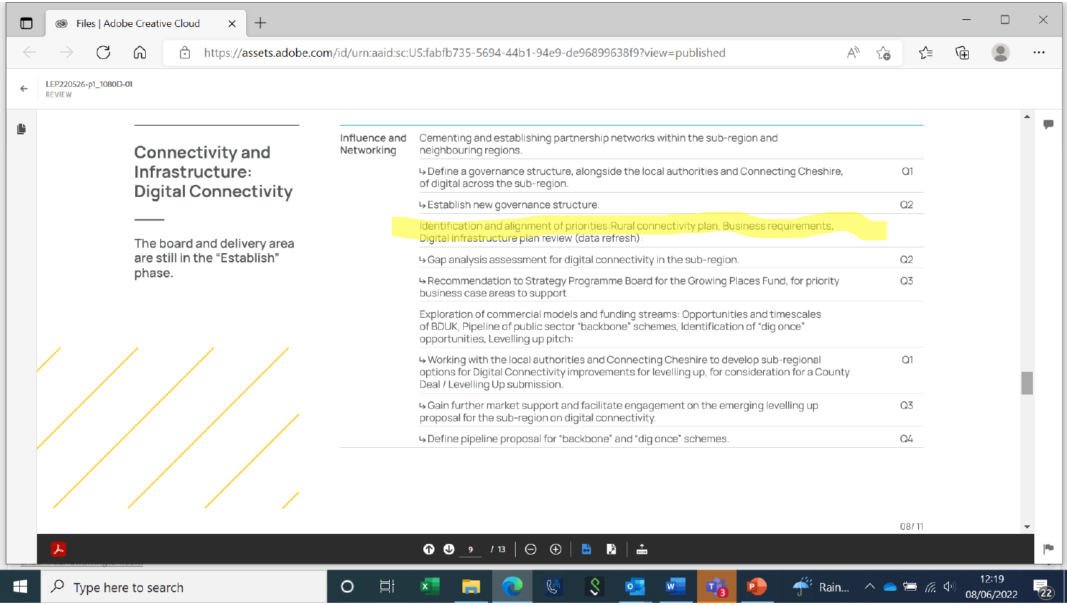## Connectivity and Infrastructure: Digital Connectivity

The board and delivery area are still in the "Establish" phase.

| | | |
|---|---|---|
| Influence and Networking | Cementing and establishing partnership networks within the sub-region and neighbouring regions. | |
| | ↳ Define a governance structure, alongside the local authorities and Connecting Cheshire, of digital across the sub-region. | Q1 |
| | ↳ Establish new governance structure. | Q2 |
| | Identification and alignment of priorities: Rural connectivity plan, Business requirements, Digital infrastructure plan review (data refresh): | |
| | ↳ Gap analysis assessment for digital connectivity in the sub-region. | Q2 |
| | ↳ Recommendation to Strategy Programme Board for the Growing Places Fund, for priority business case areas to support. | Q3 |
| | Exploration of commercial models and funding streams: Opportunities and timescales of BDUK, Pipeline of public sector "backbone" schemes, Identification of "dig once" opportunities, Levelling up pitch: | |
| | ↳ Working with the local authorities and Connecting Cheshire to develop sub-regional options for Digital Connectivity improvements for levelling up, for consideration for a County Deal / Levelling Up submission. | Q1 |
| | ↳ Gain further market support and facilitate engagement on the emerging levelling up proposal for the sub-region on digital connectivity. | Q3 |
| | ↳ Define pipeline proposal for "backbone" and "dig once" schemes. | Q4 |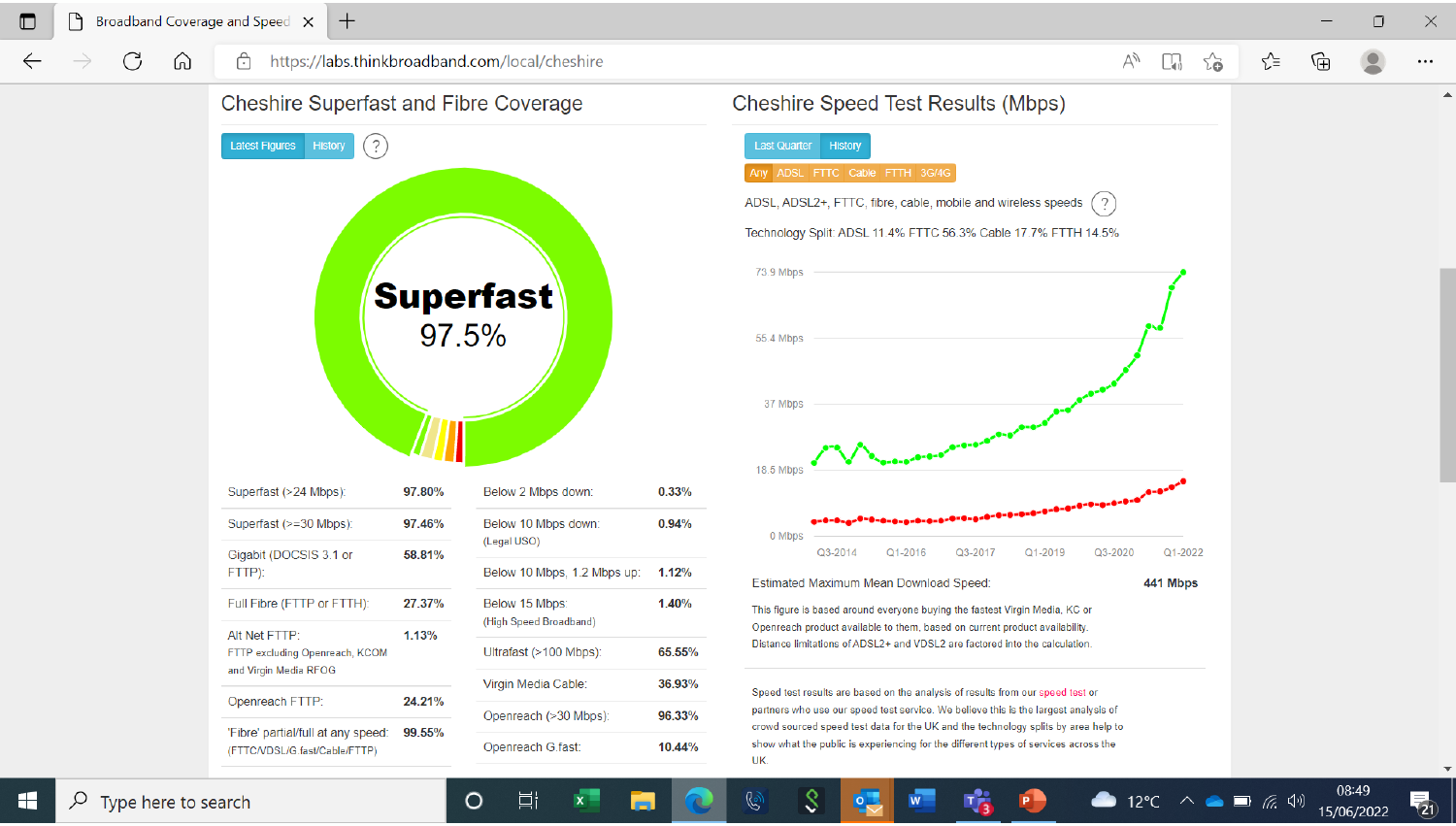## Cheshire Superfast and Fibre Coverage

Latest Figures | History

**Superfast**
97.5%

| | | | |
|---|---|---|---|
| Superfast (>24 Mbps): | 97.80% | Below 2 Mbps down: | 0.33% |
| Superfast (>=30 Mbps): | 97.46% | Below 10 Mbps down: (Legal USO) | 0.94% |
| Gigabit (DOCSIS 3.1 or FTTP): | 58.81% | Below 10 Mbps, 1.2 Mbps up: | 1.12% |
| Full Fibre (FTTP or FTTH): | 27.37% | Below 15 Mbps: (High Speed Broadband) | 1.40% |
| Alt Net FTTP: FTTP excluding Openreach, KCOM and Virgin Media RFOG | 1.13% | Ultrafast (>100 Mbps): | 65.55% |
| Openreach FTTP: | 24.21% | Virgin Media Cable: | 36.93% |
| 'Fibre' partial/full at any speed: (FTTC/VDSL/G.fast/Cable/FTTP) | 99.55% | Openreach (>30 Mbps): | 96.33% |
| | | Openreach G.fast: | 10.44% |

## Cheshire Speed Test Results (Mbps)

Last Quarter | History

Any | ADSL | FTTC | Cable | FTTH | 3G/4G

ADSL, ADSL2+, FTTC, fibre, cable, mobile and wireless speeds

Technology Split: ADSL 11.4% FTTC 56.3% Cable 17.7% FTTH 14.5%

73.9 Mbps
55.4 Mbps
37 Mbps
18.5 Mbps
0 Mbps

Q3-2014 Q1-2016 Q3-2017 Q1-2019 Q3-2020 Q1-2022

| | |
|---|---|
| Estimated Maximum Mean Download Speed: | **441 Mbps** |

This figure is based around everyone buying the fastest Virgin Media, KC or Openreach product available to them, based on current product availability. Distance limitations of ADSL2+ and VDSL2 are factored into the calculation.

Speed test results are based on the analysis of results from our speed test or partners who use our speed test service. We believe this is the largest analysis of crowd sourced speed test data for the UK and the technology splits by area help to show what the public is experiencing for the different types of services across the UK.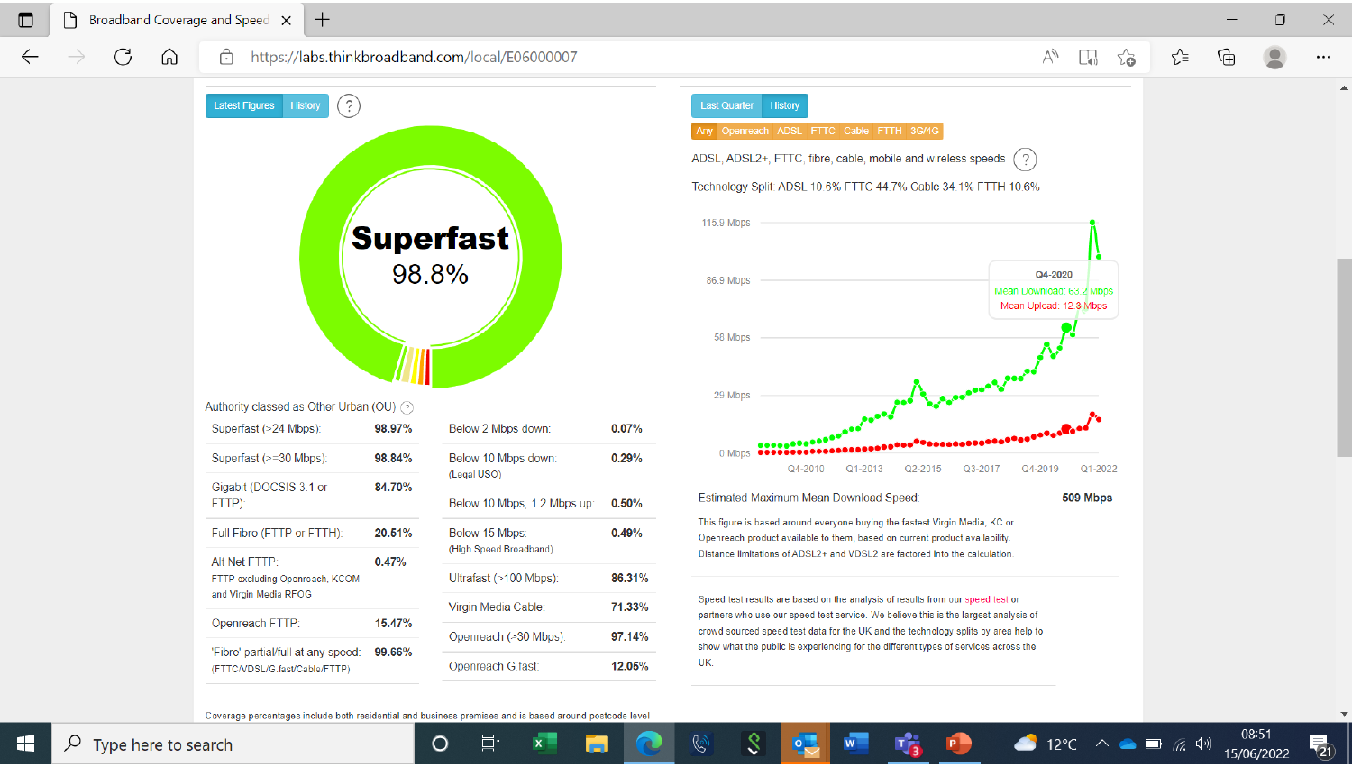Latest Figures | History

**Superfast**
98.8%

Authority classed as Other Urban (OU)

| | |
|---|---|
| Superfast (>24 Mbps): | **98.97%** |
| Superfast (>=30 Mbps): | **98.84%** |
| Gigabit (DOCSIS 3.1 or FTTP): | **84.70%** |
| Full Fibre (FTTP or FTTH): | **20.51%** |
| Alt Net FTTP: FTTP excluding Openreach, KCOM and Virgin Media RFOG | **0.47%** |
| Openreach FTTP: | **15.47%** |
| 'Fibre' partial/full at any speed: (FTTC/VDSL/G.fast/Cable/FTTP) | **99.66%** |

| | |
|---|---|
| Below 2 Mbps down: | **0.07%** |
| Below 10 Mbps down: (Legal USO) | **0.29%** |
| Below 10 Mbps, 1.2 Mbps up: | **0.50%** |
| Below 15 Mbps: (High Speed Broadband) | **0.49%** |
| Ultrafast (>100 Mbps): | **86.31%** |
| Virgin Media Cable: | **71.33%** |
| Openreach (>30 Mbps): | **97.14%** |
| Openreach G.fast: | **12.05%** |

Coverage percentages include both residential and business premises and is based around postcode level

Last Quarter | History

Any | Openreach | ADSL | FTTC | Cable | FTTH | 3G/4G

ADSL, ADSL2+, FTTC, fibre, cable, mobile and wireless speeds

Technology Split: ADSL 10.6% FTTC 44.7% Cable 34.1% FTTH 10.6%

Q4-2020
Mean Download: 63.2 Mbps
Mean Upload: 12.3 Mbps

| | |
|---|---|
| Estimated Maximum Mean Download Speed: | **509 Mbps** |

This figure is based around everyone buying the fastest Virgin Media, KC or Openreach product available to them, based on current product availability. Distance limitations of ADSL2+ and VDSL2 are factored into the calculation.

Speed test results are based on the analysis of results from our speed test or partners who use our speed test service. We believe this is the largest analysis of crowd sourced speed test data for the UK and the technology splits by area help to show what the public is experiencing for the different types of services across the UK.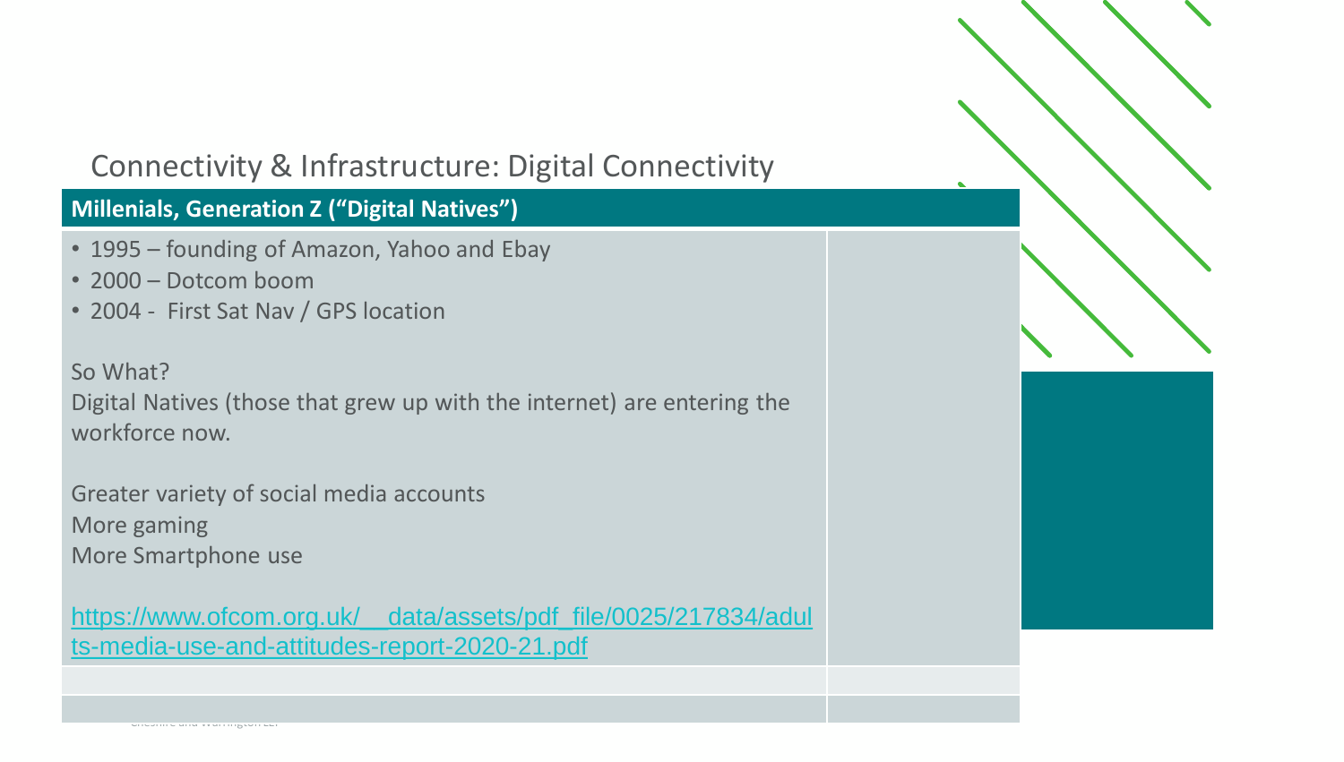## Connectivity & Infrastructure: Digital Connectivity

**Millenials, Generation Z ("Digital Natives")**

- 1995 – founding of Amazon, Yahoo and Ebay
- 2000 – Dotcom boom
- 2004 - First Sat Nav / GPS location

So What?

Digital Natives (those that grew up with the internet) are entering the workforce now.

Greater variety of social media accounts
More gaming
More Smartphone use

https://www.ofcom.org.uk/__data/assets/pdf_file/0025/217834/adults-media-use-and-attitudes-report-2020-21.pdf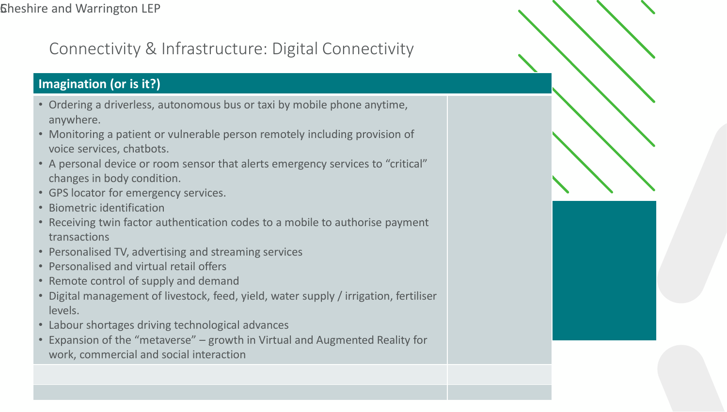## Connectivity & Infrastructure: Digital Connectivity

| Imagination (or is it?) | |
|---|---|
| • Ordering a driverless, autonomous bus or taxi by mobile phone anytime, anywhere.<br>• Monitoring a patient or vulnerable person remotely including provision of voice services, chatbots.<br>• A personal device or room sensor that alerts emergency services to “critical” changes in body condition.<br>• GPS locator for emergency services.<br>• Biometric identification<br>• Receiving twin factor authentication codes to a mobile to authorise payment transactions<br>• Personalised TV, advertising and streaming services<br>• Personalised and virtual retail offers<br>• Remote control of supply and demand<br>• Digital management of livestock, feed, yield, water supply / irrigation, fertiliser levels.<br>• Labour shortages driving technological advances<br>• Expansion of the “metaverse” – growth in Virtual and Augmented Reality for work, commercial and social interaction | |
| | |
| | |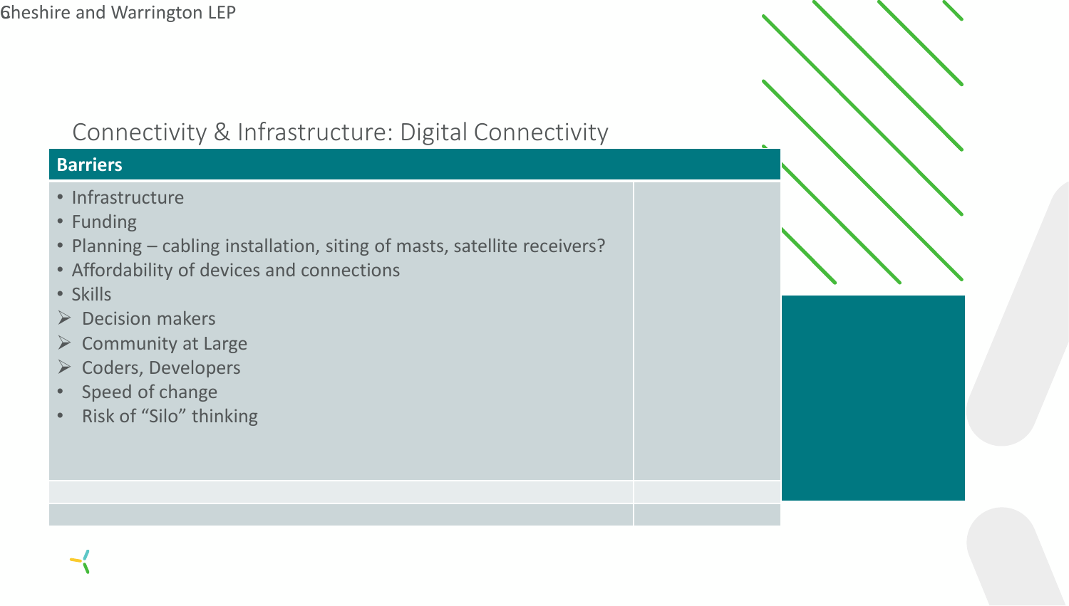## Connectivity & Infrastructure: Digital Connectivity

**Barriers**

- Infrastructure
- Funding
- Planning – cabling installation, siting of masts, satellite receivers?
- Affordability of devices and connections
- Skills
  - Decision makers
  - Community at Large
  - Coders, Developers
- Speed of change
- Risk of “Silo” thinking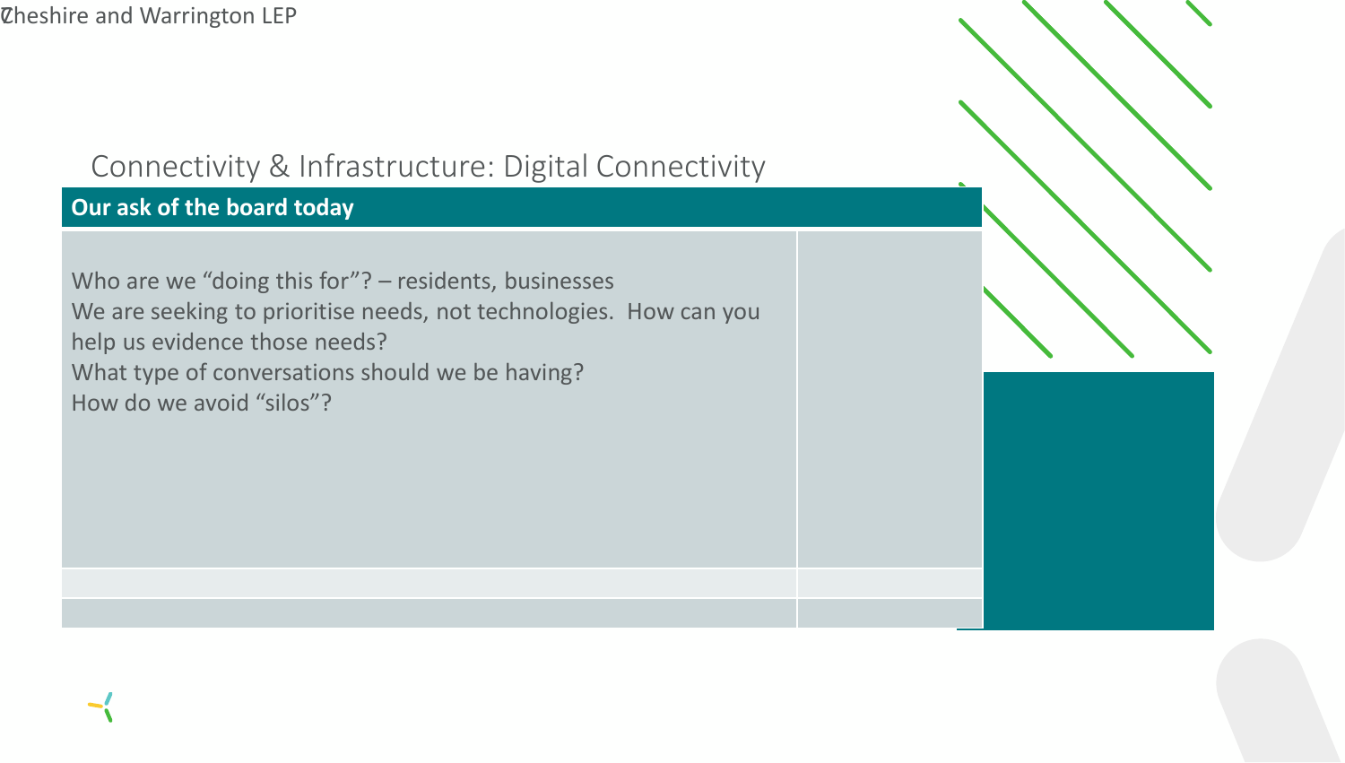# Connectivity & Infrastructure: Digital Connectivity

## Our ask of the board today

Who are we "doing this for"? – residents, businesses
We are seeking to prioritise needs, not technologies. How can you help us evidence those needs?
What type of conversations should we be having?
How do we avoid "silos"?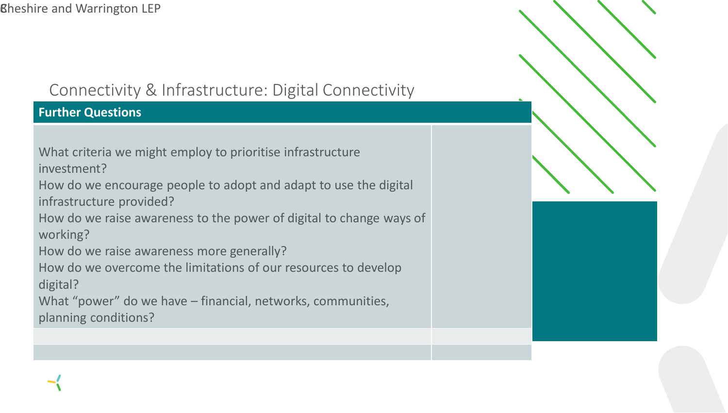## Connectivity & Infrastructure: Digital Connectivity

| Further Questions | |
|---|---|
| What criteria we might employ to prioritise infrastructure investment?<br>How do we encourage people to adopt and adapt to use the digital infrastructure provided?<br>How do we raise awareness to the power of digital to change ways of working?<br>How do we raise awareness more generally?<br>How do we overcome the limitations of our resources to develop digital?<br>What "power" do we have – financial, networks, communities, planning conditions? | |
| | |
| | |